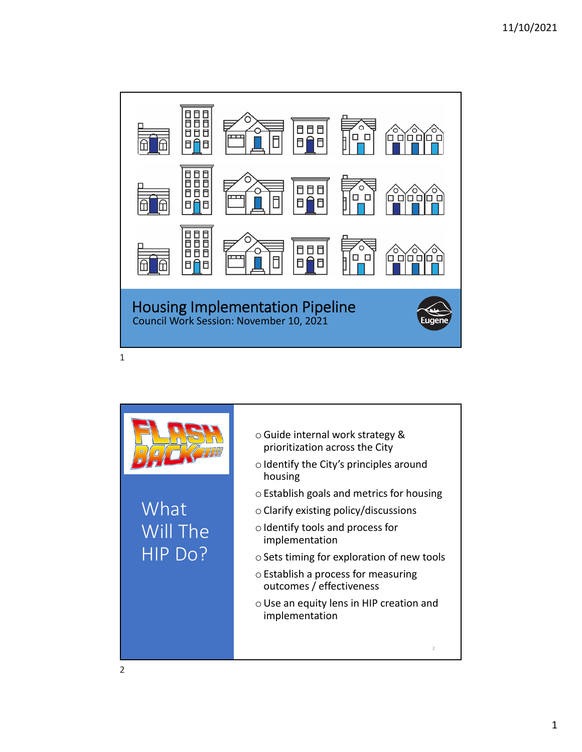# Housing Implementation Pipeline

Council Work Session: November 10, 2021

Eugene

---

FLASH BACK

## What Will The HIP Do?

- Guide internal work strategy & prioritization across the City
- Identify the City's principles around housing
- Establish goals and metrics for housing
- Clarify existing policy/discussions
- Identify tools and process for implementation
- Sets timing for exploration of new tools
- Establish a process for measuring outcomes / effectiveness
- Use an equity lens in HIP creation and implementation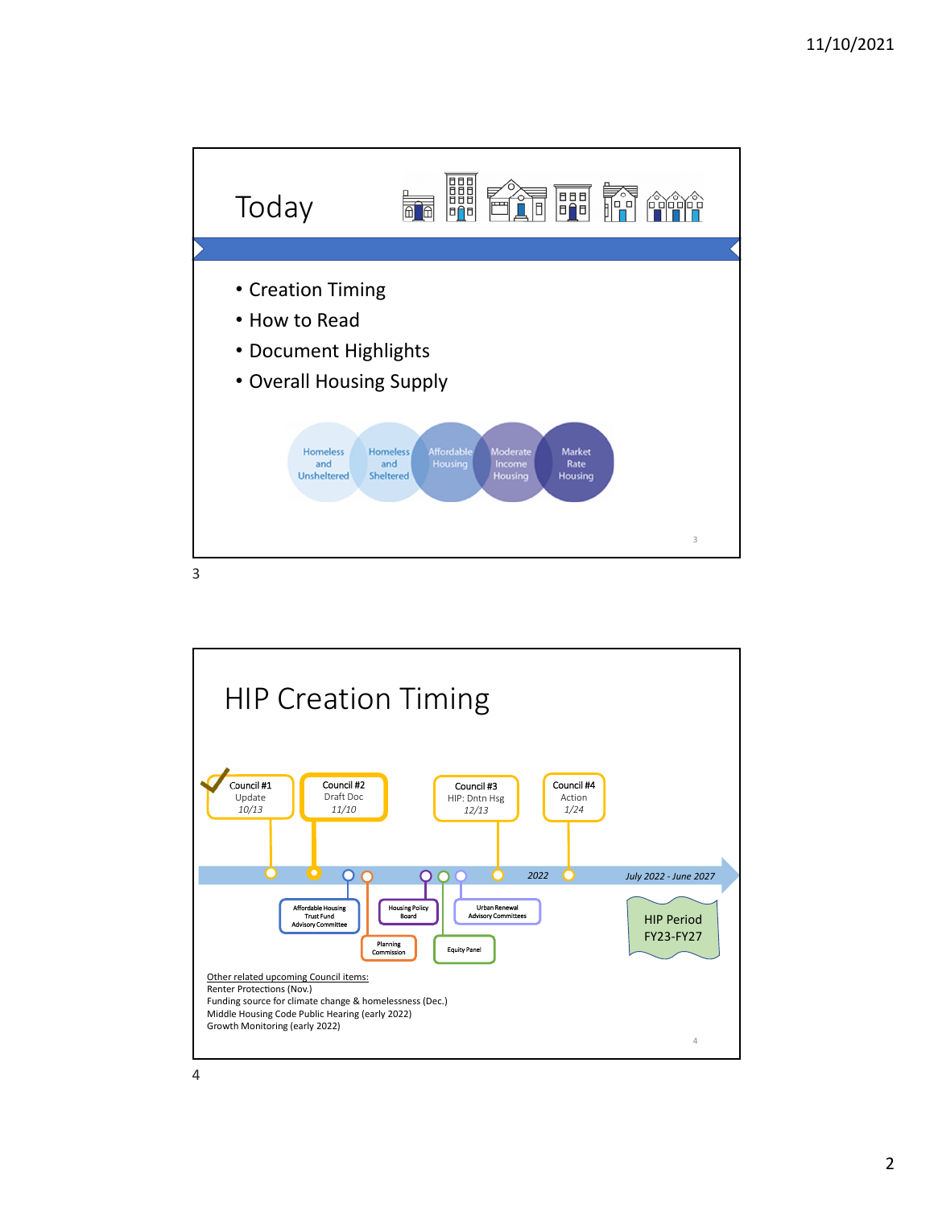# Today

- Creation Timing
- How to Read
- Document Highlights
- Overall Housing Supply

Homeless and Unsheltered | Homeless and Sheltered | Affordable Housing | Moderate Income Housing | Market Rate Housing

# HIP Creation Timing

- Council #1 Update 10/13
- Council #2 Draft Doc 11/10
- Council #3 HIP: Dntn Hsg 12/13
- Council #4 Action 1/24

Affordable Housing Trust Fund Advisory Committee

Planning Commission

Housing Policy Board

Equity Panel

Urban Renewal Advisory Committees

2022

July 2022 - June 2027

HIP Period FY23-FY27

Other related upcoming Council items:
Renter Protections (Nov.)
Funding source for climate change & homelessness (Dec.)
Middle Housing Code Public Hearing (early 2022)
Growth Monitoring (early 2022)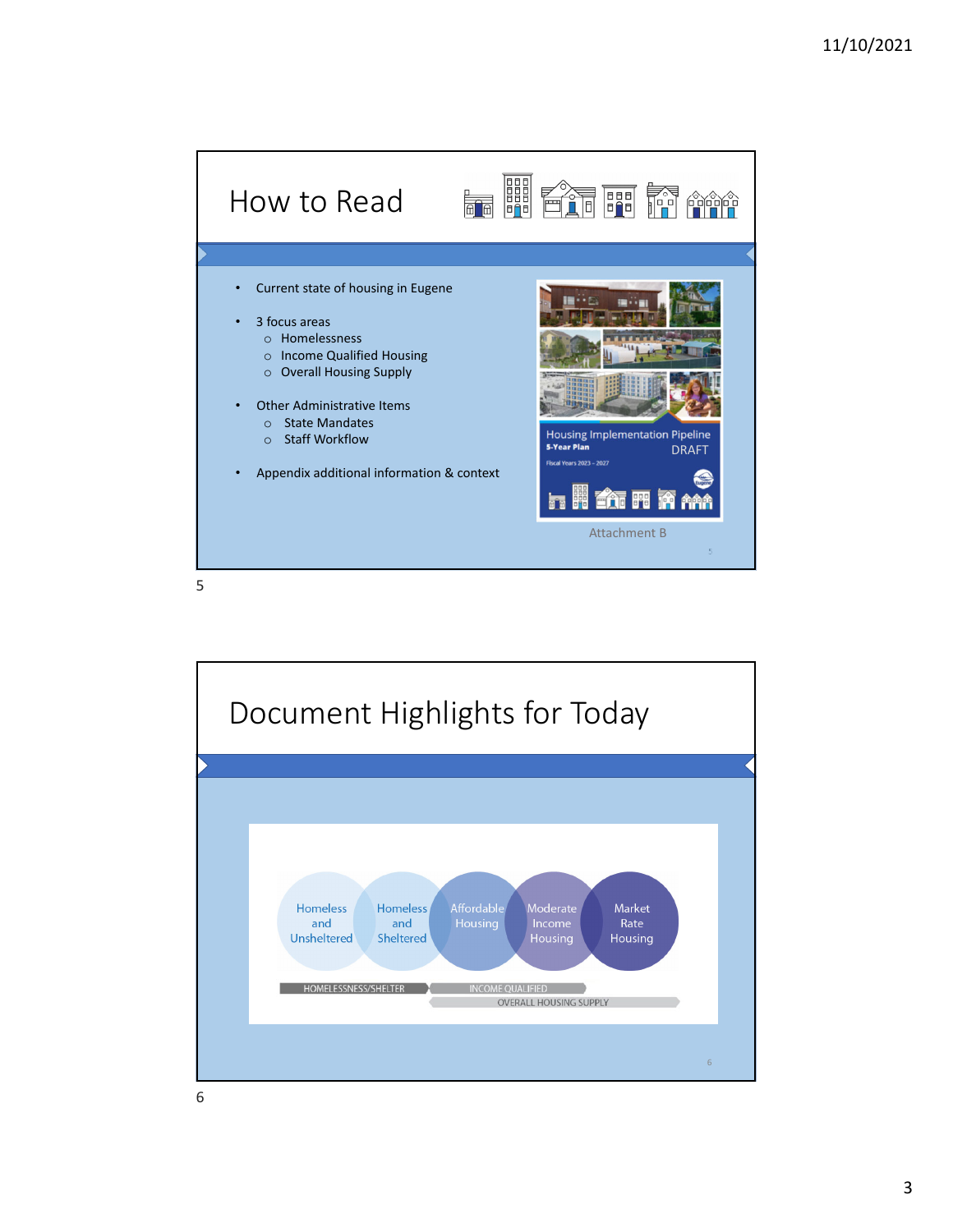## How to Read

- Current state of housing in Eugene
- 3 focus areas
  - Homelessness
  - Income Qualified Housing
  - Overall Housing Supply
- Other Administrative Items
  - State Mandates
  - Staff Workflow
- Appendix additional information & context

Housing Implementation Pipeline
5-Year Plan
DRAFT
Fiscal Years 2023 - 2027

Attachment B

## Document Highlights for Today

Homeless and Unsheltered | Homeless and Sheltered | Affordable Housing | Moderate Income Housing | Market Rate Housing

HOMELESSNESS/SHELTER | INCOME QUALIFIED | OVERALL HOUSING SUPPLY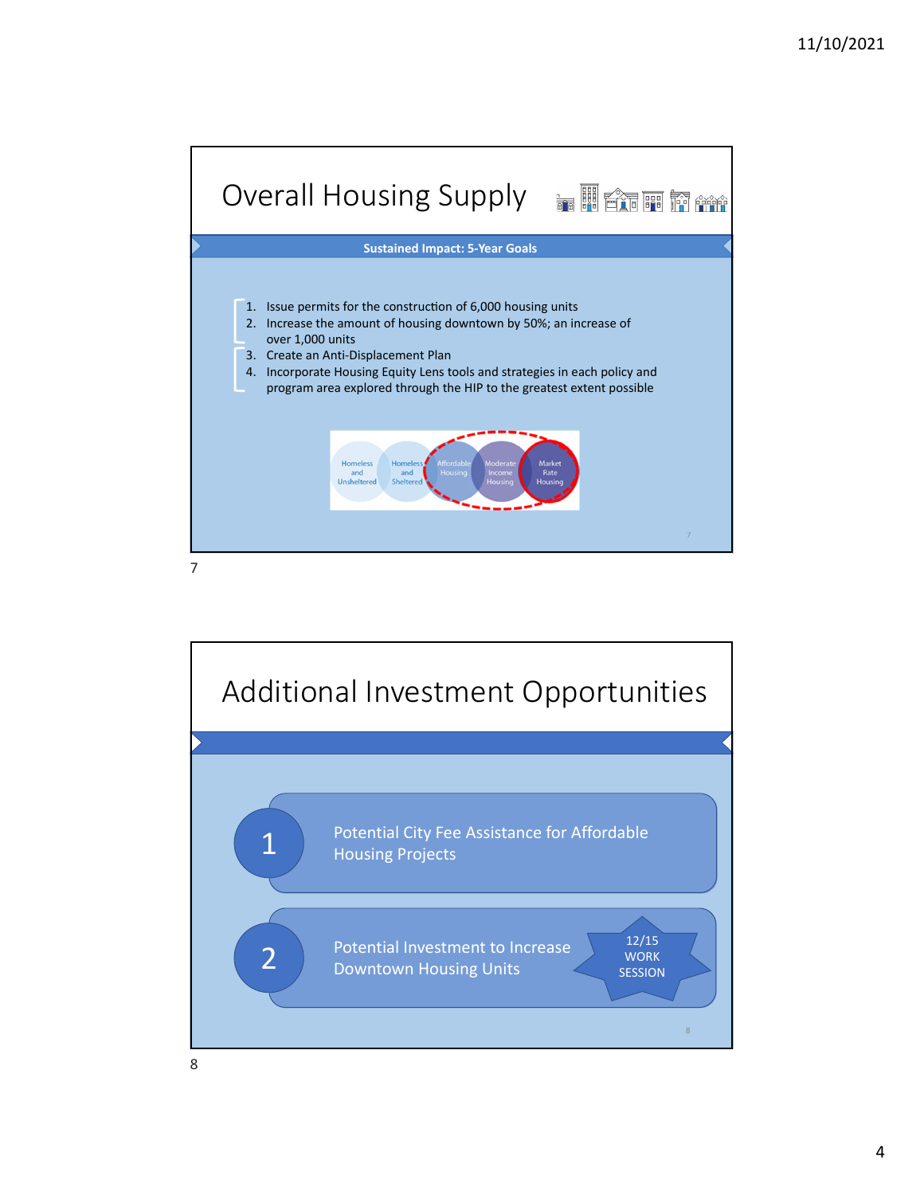## Overall Housing Supply

**Sustained Impact: 5-Year Goals**

1. Issue permits for the construction of 6,000 housing units
2. Increase the amount of housing downtown by 50%; an increase of over 1,000 units
3. Create an Anti-Displacement Plan
4. Incorporate Housing Equity Lens tools and strategies in each policy and program area explored through the HIP to the greatest extent possible

Homeless and Unsheltered | Homeless and Sheltered | Affordable Housing | Moderate Income Housing | Market Rate Housing

## Additional Investment Opportunities

1. Potential City Fee Assistance for Affordable Housing Projects
2. Potential Investment to Increase Downtown Housing Units

12/15 WORK SESSION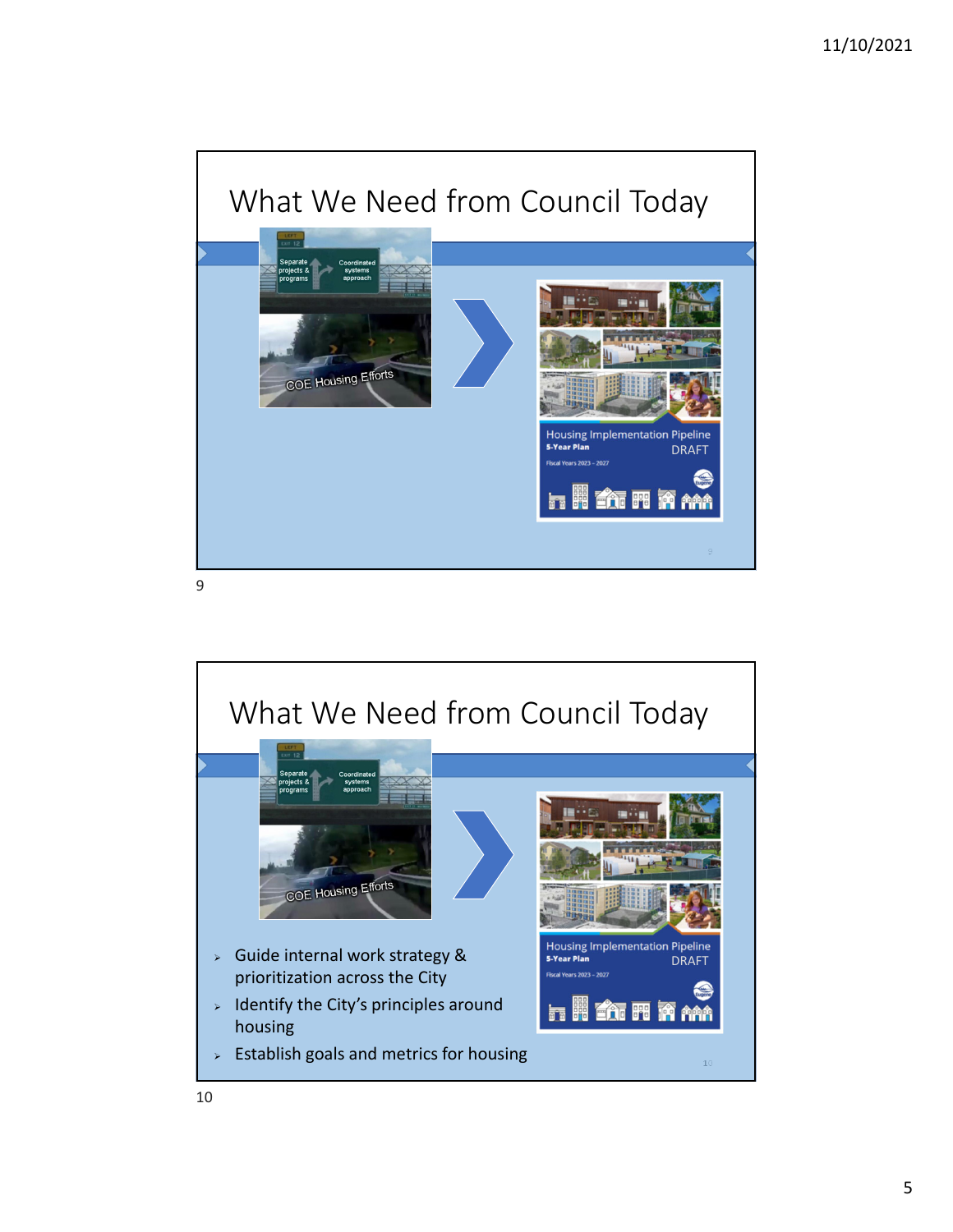# What We Need from Council Today

Separate projects & programs

Coordinated systems approach

COE Housing Efforts

Housing Implementation Pipeline
5-Year Plan
DRAFT
Fiscal Years 2023 - 2027

# What We Need from Council Today

Separate projects & programs

Coordinated systems approach

COE Housing Efforts

Housing Implementation Pipeline
5-Year Plan
DRAFT
Fiscal Years 2023 - 2027

- Guide internal work strategy & prioritization across the City
- Identify the City's principles around housing
- Establish goals and metrics for housing